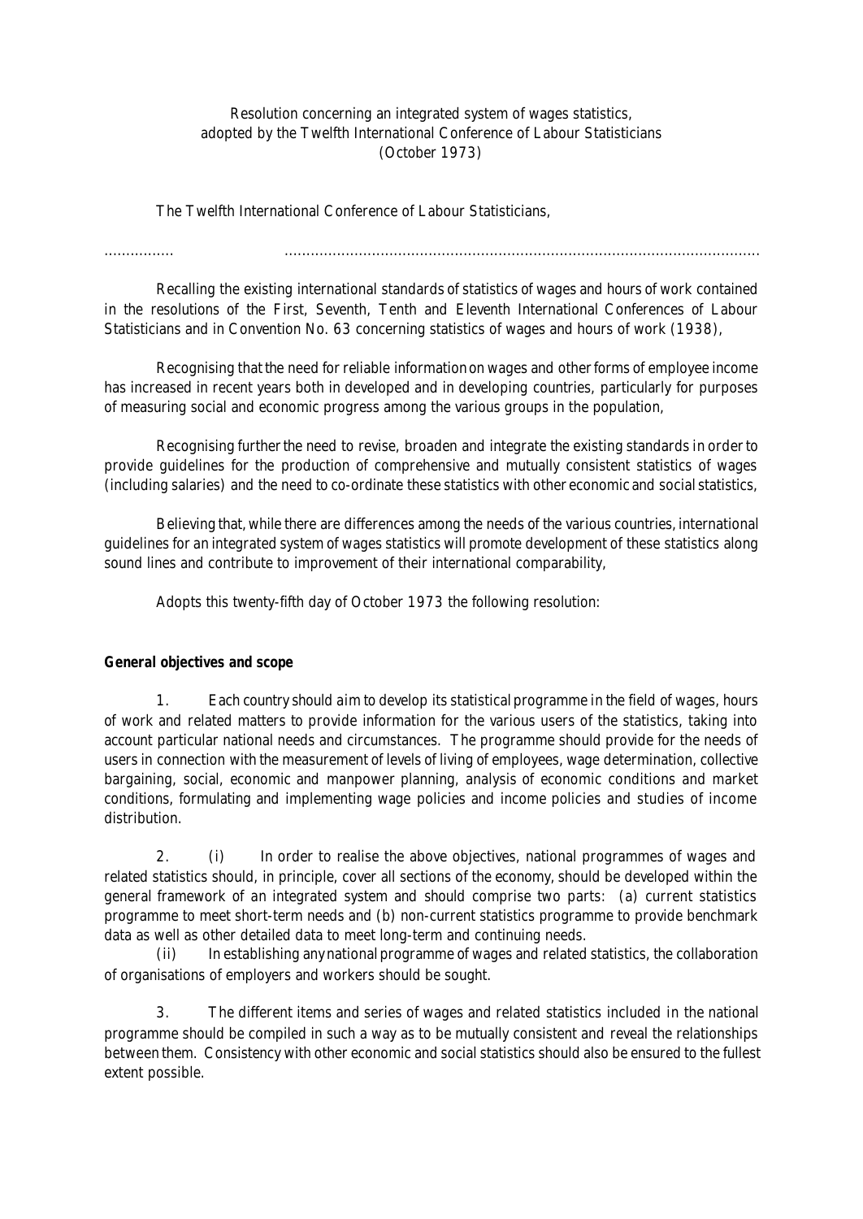Resolution concerning an integrated system of wages statistics, adopted by the Twelfth International Conference of Labour Statisticians (October 1973)

The Twelfth International Conference of Labour Statisticians,

................ ...........................................................................................................

Recalling the existing international standards of statistics of wages and hours of work contained in the resolutions of the First, Seventh, Tenth and Eleventh International Conferences of Labour Statisticians and in Convention No. 63 concerning statistics of wages and hours of work (1938),

Recognising that the need for reliable information on wages and other forms of employee income has increased in recent years both in developed and in developing countries, particularly for purposes of measuring social and economic progress among the various groups in the population,

Recognising further the need to revise, broaden and integrate the existing standards in order to provide guidelines for the production of comprehensive and mutually consistent statistics of wages (including salaries) and the need to co-ordinate these statistics with other economic and social statistics,

Believing that, while there are differences among the needs of the various countries, international guidelines for an integrated system of wages statistics will promote development of these statistics along sound lines and contribute to improvement of their international comparability,

Adopts this twenty-fifth day of October 1973 the following resolution:

**General objectives and scope**

1. Each country should aim to develop its statistical programme in the field of wages, hours of work and related matters to provide information for the various users of the statistics, taking into account particular national needs and circumstances. The programme should provide for the needs of users in connection with the measurement of levels of living of employees, wage determination, collective bargaining, social, economic and manpower planning, analysis of economic conditions and market conditions, formulating and implementing wage policies and income policies and studies of income distribution.

2. (i) In order to realise the above objectives, national programmes of wages and related statistics should, in principle, cover all sections of the economy, should be developed within the general framework of an integrated system and should comprise two parts: (a) current statistics programme to meet short-term needs and (b) non-current statistics programme to provide benchmark data as well as other detailed data to meet long-term and continuing needs.

(ii) In establishing any national programme of wages and related statistics, the collaboration of organisations of employers and workers should be sought.

3. The different items and series of wages and related statistics included in the national programme should be compiled in such a way as to be mutually consistent and reveal the relationships between them. Consistency with other economic and social statistics should also be ensured to the fullest extent possible.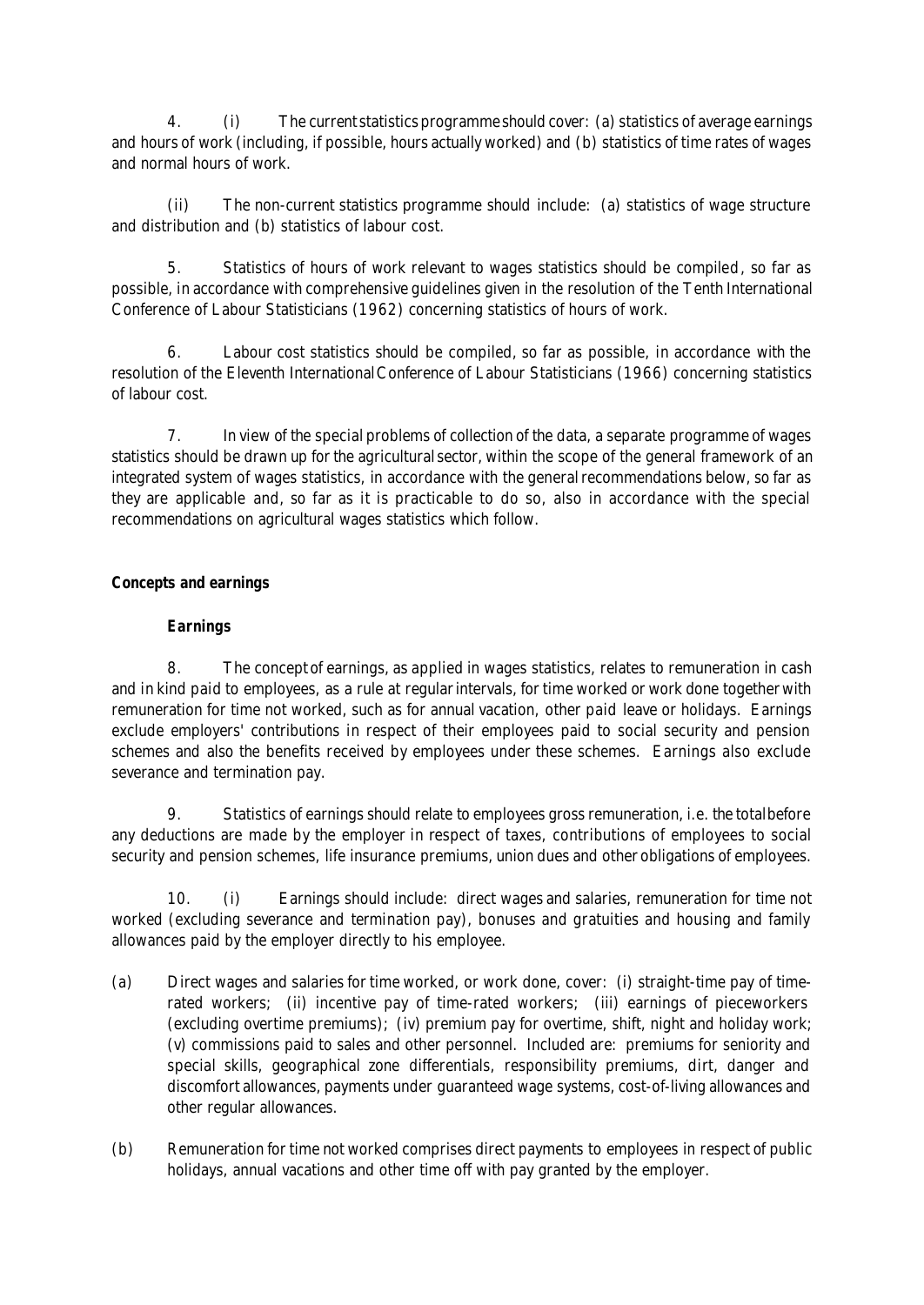4. (i) The current statistics programme should cover: (a) statistics of average earnings and hours of work (including, if possible, hours actually worked) and (b) statistics of time rates of wages and normal hours of work.

(ii) The non-current statistics programme should include: (a) statistics of wage structure and distribution and (b) statistics of labour cost.

5. Statistics of hours of work relevant to wages statistics should be compiled, so far as possible, in accordance with comprehensive guidelines given in the resolution of the Tenth International Conference of Labour Statisticians (1962) concerning statistics of hours of work.

6. Labour cost statistics should be compiled, so far as possible, in accordance with the resolution of the Eleventh International Conference of Labour Statisticians (1966) concerning statistics of labour cost.

7. In view of the special problems of collection of the data, a separate programme of wages statistics should be drawn up for the agricultural sector, within the scope of the general framework of an integrated system of wages statistics, in accordance with the general recommendations below, so far as they are applicable and, so far as it is practicable to do so, also in accordance with the special recommendations on agricultural wages statistics which follow.

**Concepts and earnings**

***Earnings***

8. The concept of earnings, as applied in wages statistics, relates to remuneration in cash and in kind paid to employees, as a rule at regular intervals, for time worked or work done together with remuneration for time not worked, such as for annual vacation, other paid leave or holidays. Earnings exclude employers' contributions in respect of their employees paid to social security and pension schemes and also the benefits received by employees under these schemes. Earnings also exclude severance and termination pay.

9. Statistics of earnings should relate to employees gross remuneration, i.e. the total before any deductions are made by the employer in respect of taxes, contributions of employees to social security and pension schemes, life insurance premiums, union dues and other obligations of employees.

10. (i) Earnings should include: direct wages and salaries, remuneration for time not worked (excluding severance and termination pay), bonuses and gratuities and housing and family allowances paid by the employer directly to his employee.

(a) Direct wages and salaries for time worked, or work done, cover: (i) straight-time pay of time-rated workers; (ii) incentive pay of time-rated workers; (iii) earnings of pieceworkers (excluding overtime premiums); (iv) premium pay for overtime, shift, night and holiday work; (v) commissions paid to sales and other personnel. Included are: premiums for seniority and special skills, geographical zone differentials, responsibility premiums, dirt, danger and discomfort allowances, payments under guaranteed wage systems, cost-of-living allowances and other regular allowances.

(b) Remuneration for time not worked comprises direct payments to employees in respect of public holidays, annual vacations and other time off with pay granted by the employer.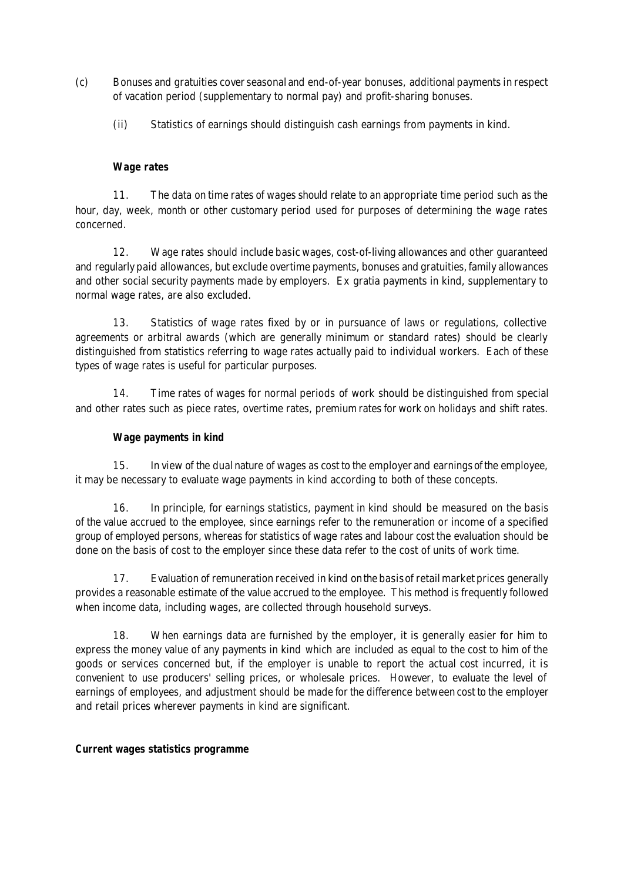(c) Bonuses and gratuities cover seasonal and end-of-year bonuses, additional payments in respect of vacation period (supplementary to normal pay) and profit-sharing bonuses.

(ii) Statistics of earnings should distinguish cash earnings from payments in kind.

**Wage rates**

11. The data on time rates of wages should relate to an appropriate time period such as the hour, day, week, month or other customary period used for purposes of determining the wage rates concerned.

12. Wage rates should include basic wages, cost-of-living allowances and other guaranteed and regularly paid allowances, but exclude overtime payments, bonuses and gratuities, family allowances and other social security payments made by employers. Ex gratia payments in kind, supplementary to normal wage rates, are also excluded.

13. Statistics of wage rates fixed by or in pursuance of laws or regulations, collective agreements or arbitral awards (which are generally minimum or standard rates) should be clearly distinguished from statistics referring to wage rates actually paid to individual workers. Each of these types of wage rates is useful for particular purposes.

14. Time rates of wages for normal periods of work should be distinguished from special and other rates such as piece rates, overtime rates, premium rates for work on holidays and shift rates.

**Wage payments in kind**

15. In view of the dual nature of wages as cost to the employer and earnings of the employee, it may be necessary to evaluate wage payments in kind according to both of these concepts.

16. In principle, for earnings statistics, payment in kind should be measured on the basis of the value accrued to the employee, since earnings refer to the remuneration or income of a specified group of employed persons, whereas for statistics of wage rates and labour cost the evaluation should be done on the basis of cost to the employer since these data refer to the cost of units of work time.

17. Evaluation of remuneration received in kind on the basis of retail market prices generally provides a reasonable estimate of the value accrued to the employee. This method is frequently followed when income data, including wages, are collected through household surveys.

18. When earnings data are furnished by the employer, it is generally easier for him to express the money value of any payments in kind which are included as equal to the cost to him of the goods or services concerned but, if the employer is unable to report the actual cost incurred, it is convenient to use producers' selling prices, or wholesale prices. However, to evaluate the level of earnings of employees, and adjustment should be made for the difference between cost to the employer and retail prices wherever payments in kind are significant.

**Current wages statistics programme**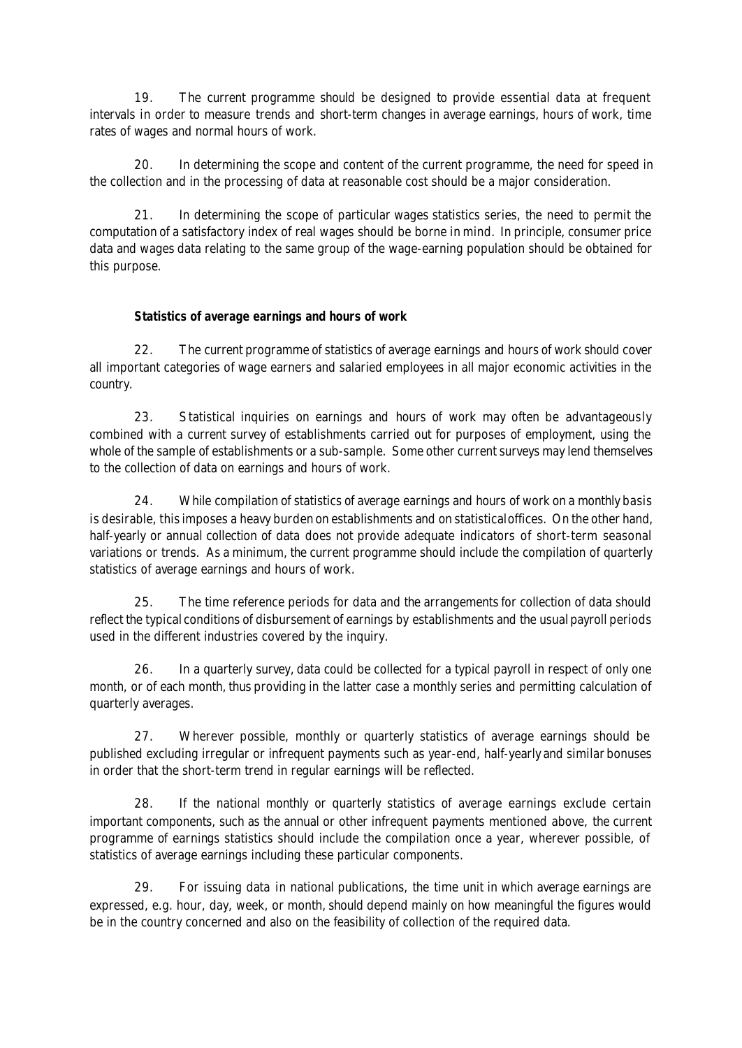19. The current programme should be designed to provide essential data at frequent intervals in order to measure trends and short-term changes in average earnings, hours of work, time rates of wages and normal hours of work.

20. In determining the scope and content of the current programme, the need for speed in the collection and in the processing of data at reasonable cost should be a major consideration.

21. In determining the scope of particular wages statistics series, the need to permit the computation of a satisfactory index of real wages should be borne in mind. In principle, consumer price data and wages data relating to the same group of the wage-earning population should be obtained for this purpose.

**Statistics of average earnings and hours of work**

22. The current programme of statistics of average earnings and hours of work should cover all important categories of wage earners and salaried employees in all major economic activities in the country.

23. Statistical inquiries on earnings and hours of work may often be advantageously combined with a current survey of establishments carried out for purposes of employment, using the whole of the sample of establishments or a sub-sample. Some other current surveys may lend themselves to the collection of data on earnings and hours of work.

24. While compilation of statistics of average earnings and hours of work on a monthly basis is desirable, this imposes a heavy burden on establishments and on statistical offices. On the other hand, half-yearly or annual collection of data does not provide adequate indicators of short-term seasonal variations or trends. As a minimum, the current programme should include the compilation of quarterly statistics of average earnings and hours of work.

25. The time reference periods for data and the arrangements for collection of data should reflect the typical conditions of disbursement of earnings by establishments and the usual payroll periods used in the different industries covered by the inquiry.

26. In a quarterly survey, data could be collected for a typical payroll in respect of only one month, or of each month, thus providing in the latter case a monthly series and permitting calculation of quarterly averages.

27. Wherever possible, monthly or quarterly statistics of average earnings should be published excluding irregular or infrequent payments such as year-end, half-yearly and similar bonuses in order that the short-term trend in regular earnings will be reflected.

28. If the national monthly or quarterly statistics of average earnings exclude certain important components, such as the annual or other infrequent payments mentioned above, the current programme of earnings statistics should include the compilation once a year, wherever possible, of statistics of average earnings including these particular components.

29. For issuing data in national publications, the time unit in which average earnings are expressed, e.g. hour, day, week, or month, should depend mainly on how meaningful the figures would be in the country concerned and also on the feasibility of collection of the required data.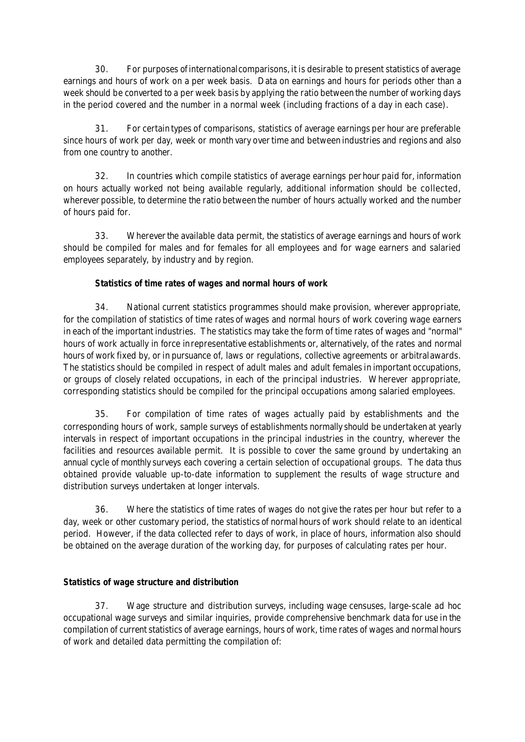30. For purposes of international comparisons, it is desirable to present statistics of average earnings and hours of work on a per week basis. Data on earnings and hours for periods other than a week should be converted to a per week basis by applying the ratio between the number of working days in the period covered and the number in a normal week (including fractions of a day in each case).

31. For certain types of comparisons, statistics of average earnings per hour are preferable since hours of work per day, week or month vary over time and between industries and regions and also from one country to another.

32. In countries which compile statistics of average earnings per hour paid for, information on hours actually worked not being available regularly, additional information should be collected, wherever possible, to determine the ratio between the number of hours actually worked and the number of hours paid for.

33. Wherever the available data permit, the statistics of average earnings and hours of work should be compiled for males and for females for all employees and for wage earners and salaried employees separately, by industry and by region.

**Statistics of time rates of wages and normal hours of work**

34. National current statistics programmes should make provision, wherever appropriate, for the compilation of statistics of time rates of wages and normal hours of work covering wage earners in each of the important industries. The statistics may take the form of time rates of wages and "normal" hours of work actually in force in representative establishments or, alternatively, of the rates and normal hours of work fixed by, or in pursuance of, laws or regulations, collective agreements or arbitral awards. The statistics should be compiled in respect of adult males and adult females in important occupations, or groups of closely related occupations, in each of the principal industries. Wherever appropriate, corresponding statistics should be compiled for the principal occupations among salaried employees.

35. For compilation of time rates of wages actually paid by establishments and the corresponding hours of work, sample surveys of establishments normally should be undertaken at yearly intervals in respect of important occupations in the principal industries in the country, wherever the facilities and resources available permit. It is possible to cover the same ground by undertaking an annual cycle of monthly surveys each covering a certain selection of occupational groups. The data thus obtained provide valuable up-to-date information to supplement the results of wage structure and distribution surveys undertaken at longer intervals.

36. Where the statistics of time rates of wages do not give the rates per hour but refer to a day, week or other customary period, the statistics of normal hours of work should relate to an identical period. However, if the data collected refer to days of work, in place of hours, information also should be obtained on the average duration of the working day, for purposes of calculating rates per hour.

**Statistics of wage structure and distribution**

37. Wage structure and distribution surveys, including wage censuses, large-scale ad hoc occupational wage surveys and similar inquiries, provide comprehensive benchmark data for use in the compilation of current statistics of average earnings, hours of work, time rates of wages and normal hours of work and detailed data permitting the compilation of: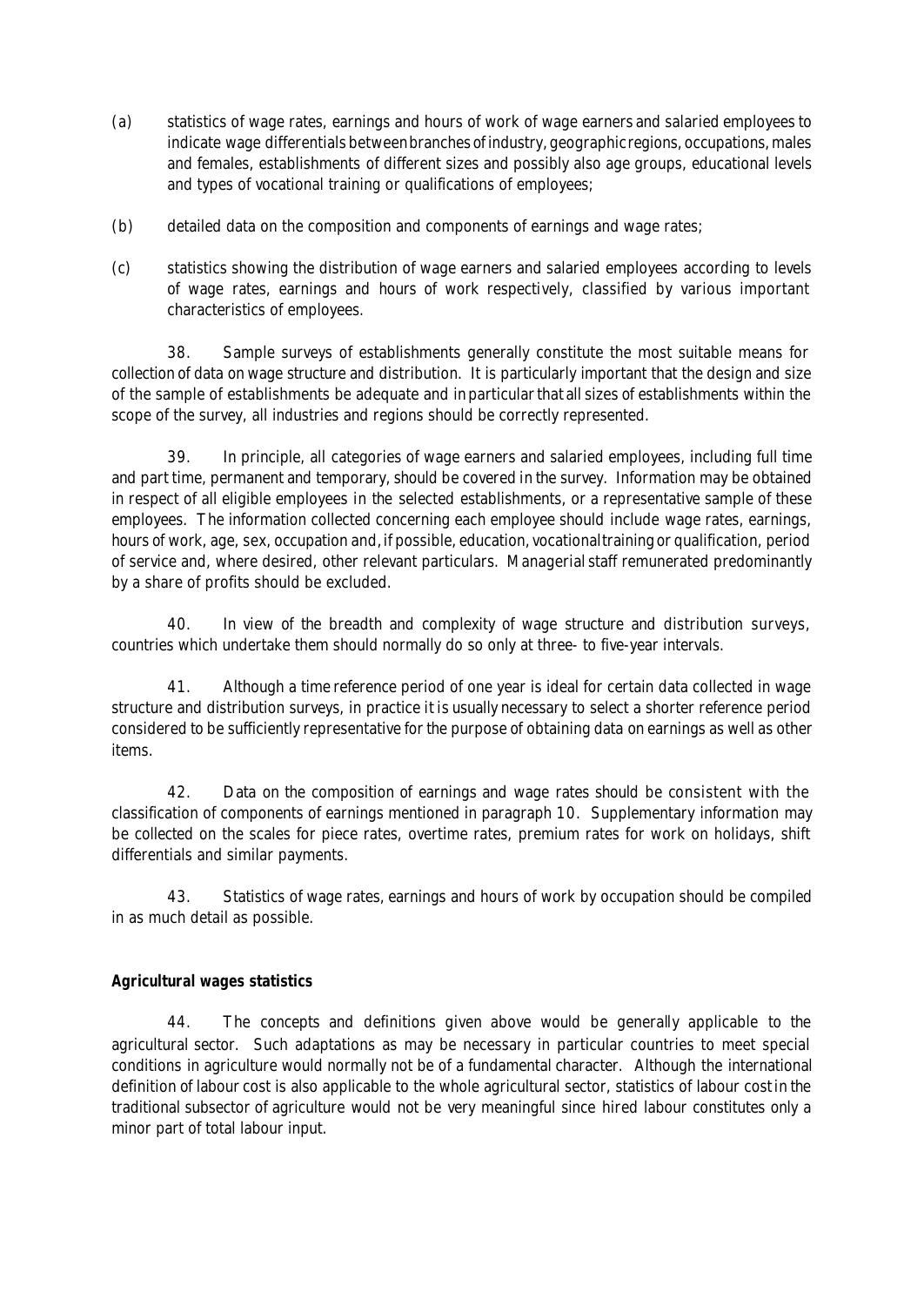(a) statistics of wage rates, earnings and hours of work of wage earners and salaried employees to indicate wage differentials between branches of industry, geographic regions, occupations, males and females, establishments of different sizes and possibly also age groups, educational levels and types of vocational training or qualifications of employees;

(b) detailed data on the composition and components of earnings and wage rates;

(c) statistics showing the distribution of wage earners and salaried employees according to levels of wage rates, earnings and hours of work respectively, classified by various important characteristics of employees.

38. Sample surveys of establishments generally constitute the most suitable means for collection of data on wage structure and distribution. It is particularly important that the design and size of the sample of establishments be adequate and in particular that all sizes of establishments within the scope of the survey, all industries and regions should be correctly represented.

39. In principle, all categories of wage earners and salaried employees, including full time and part time, permanent and temporary, should be covered in the survey. Information may be obtained in respect of all eligible employees in the selected establishments, or a representative sample of these employees. The information collected concerning each employee should include wage rates, earnings, hours of work, age, sex, occupation and, if possible, education, vocational training or qualification, period of service and, where desired, other relevant particulars. Managerial staff remunerated predominantly by a share of profits should be excluded.

40. In view of the breadth and complexity of wage structure and distribution surveys, countries which undertake them should normally do so only at three- to five-year intervals.

41. Although a time reference period of one year is ideal for certain data collected in wage structure and distribution surveys, in practice it is usually necessary to select a shorter reference period considered to be sufficiently representative for the purpose of obtaining data on earnings as well as other items.

42. Data on the composition of earnings and wage rates should be consistent with the classification of components of earnings mentioned in paragraph 10. Supplementary information may be collected on the scales for piece rates, overtime rates, premium rates for work on holidays, shift differentials and similar payments.

43. Statistics of wage rates, earnings and hours of work by occupation should be compiled in as much detail as possible.

**Agricultural wages statistics**

44. The concepts and definitions given above would be generally applicable to the agricultural sector. Such adaptations as may be necessary in particular countries to meet special conditions in agriculture would normally not be of a fundamental character. Although the international definition of labour cost is also applicable to the whole agricultural sector, statistics of labour cost in the traditional subsector of agriculture would not be very meaningful since hired labour constitutes only a minor part of total labour input.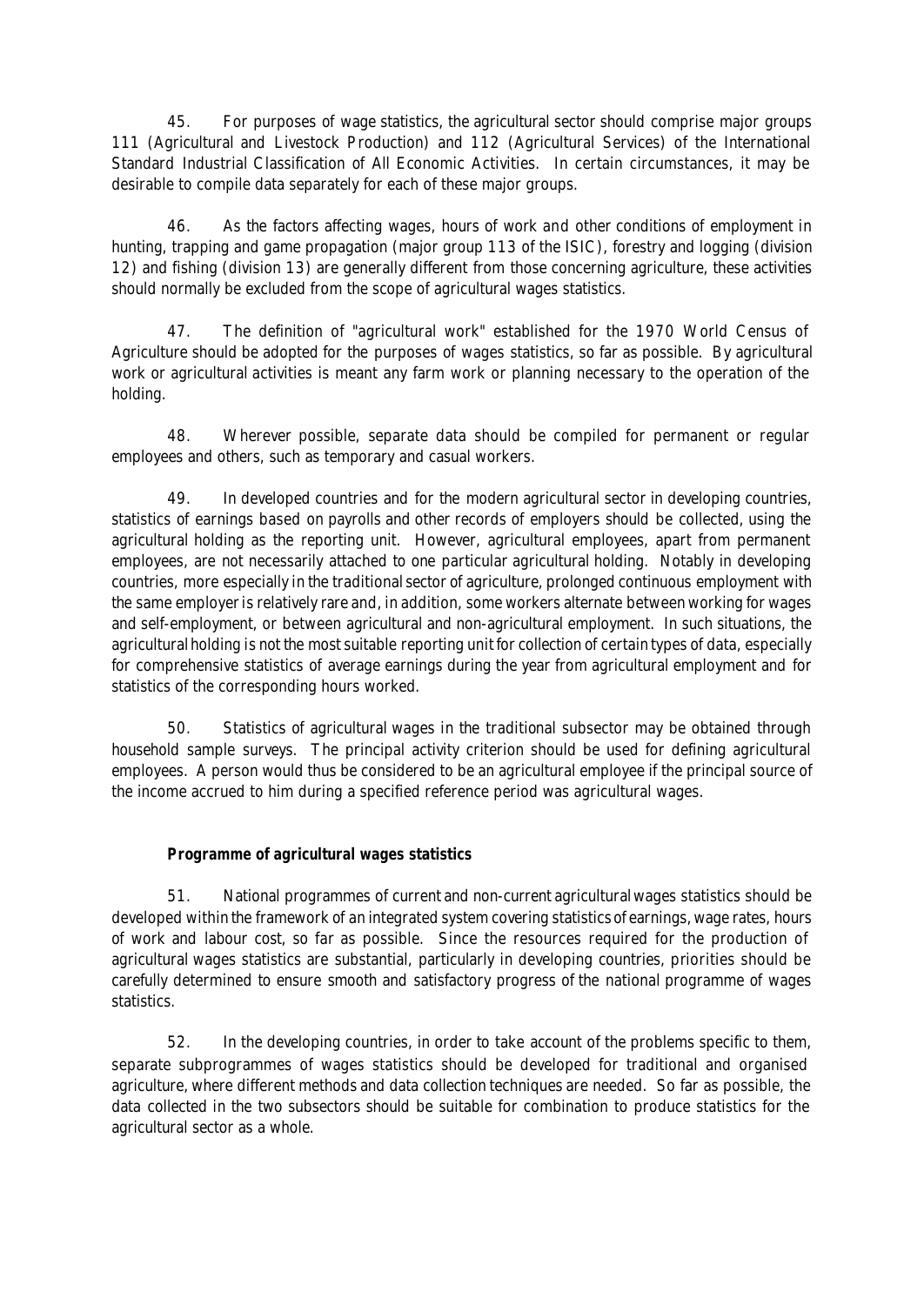45. For purposes of wage statistics, the agricultural sector should comprise major groups 111 (Agricultural and Livestock Production) and 112 (Agricultural Services) of the International Standard Industrial Classification of All Economic Activities. In certain circumstances, it may be desirable to compile data separately for each of these major groups.

46. As the factors affecting wages, hours of work and other conditions of employment in hunting, trapping and game propagation (major group 113 of the ISIC), forestry and logging (division 12) and fishing (division 13) are generally different from those concerning agriculture, these activities should normally be excluded from the scope of agricultural wages statistics.

47. The definition of "agricultural work" established for the 1970 World Census of Agriculture should be adopted for the purposes of wages statistics, so far as possible. By agricultural work or agricultural activities is meant any farm work or planning necessary to the operation of the holding.

48. Wherever possible, separate data should be compiled for permanent or regular employees and others, such as temporary and casual workers.

49. In developed countries and for the modern agricultural sector in developing countries, statistics of earnings based on payrolls and other records of employers should be collected, using the agricultural holding as the reporting unit. However, agricultural employees, apart from permanent employees, are not necessarily attached to one particular agricultural holding. Notably in developing countries, more especially in the traditional sector of agriculture, prolonged continuous employment with the same employer is relatively rare and, in addition, some workers alternate between working for wages and self-employment, or between agricultural and non-agricultural employment. In such situations, the agricultural holding is not the most suitable reporting unit for collection of certain types of data, especially for comprehensive statistics of average earnings during the year from agricultural employment and for statistics of the corresponding hours worked.

50. Statistics of agricultural wages in the traditional subsector may be obtained through household sample surveys. The principal activity criterion should be used for defining agricultural employees. A person would thus be considered to be an agricultural employee if the principal source of the income accrued to him during a specified reference period was agricultural wages.

**Programme of agricultural wages statistics**

51. National programmes of current and non-current agricultural wages statistics should be developed within the framework of an integrated system covering statistics of earnings, wage rates, hours of work and labour cost, so far as possible. Since the resources required for the production of agricultural wages statistics are substantial, particularly in developing countries, priorities should be carefully determined to ensure smooth and satisfactory progress of the national programme of wages statistics.

52. In the developing countries, in order to take account of the problems specific to them, separate subprogrammes of wages statistics should be developed for traditional and organised agriculture, where different methods and data collection techniques are needed. So far as possible, the data collected in the two subsectors should be suitable for combination to produce statistics for the agricultural sector as a whole.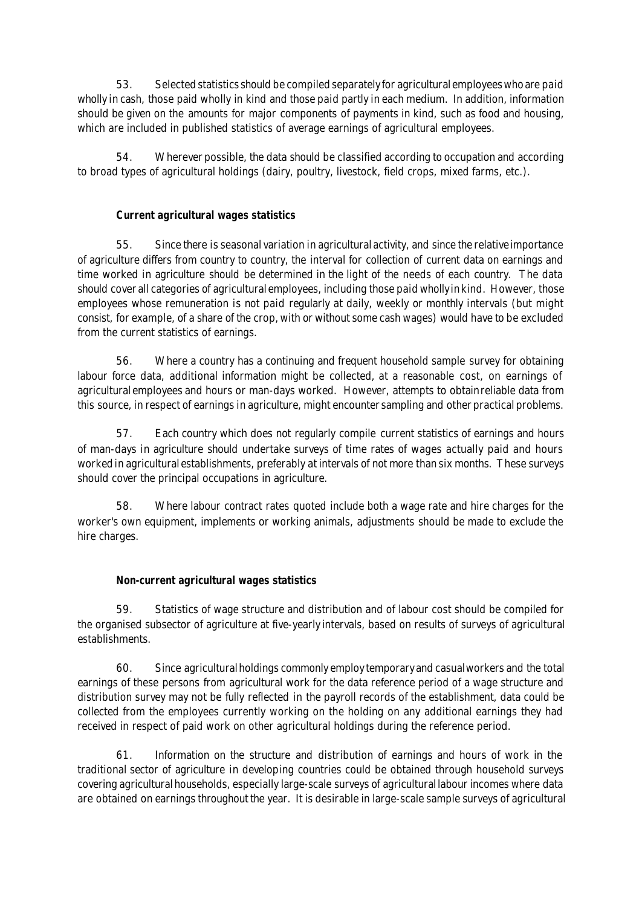53. Selected statistics should be compiled separately for agricultural employees who are paid wholly in cash, those paid wholly in kind and those paid partly in each medium. In addition, information should be given on the amounts for major components of payments in kind, such as food and housing, which are included in published statistics of average earnings of agricultural employees.

54. Wherever possible, the data should be classified according to occupation and according to broad types of agricultural holdings (dairy, poultry, livestock, field crops, mixed farms, etc.).

**Current agricultural wages statistics**

55. Since there is seasonal variation in agricultural activity, and since the relative importance of agriculture differs from country to country, the interval for collection of current data on earnings and time worked in agriculture should be determined in the light of the needs of each country. The data should cover all categories of agricultural employees, including those paid wholly in kind. However, those employees whose remuneration is not paid regularly at daily, weekly or monthly intervals (but might consist, for example, of a share of the crop, with or without some cash wages) would have to be excluded from the current statistics of earnings.

56. Where a country has a continuing and frequent household sample survey for obtaining labour force data, additional information might be collected, at a reasonable cost, on earnings of agricultural employees and hours or man-days worked. However, attempts to obtain reliable data from this source, in respect of earnings in agriculture, might encounter sampling and other practical problems.

57. Each country which does not regularly compile current statistics of earnings and hours of man-days in agriculture should undertake surveys of time rates of wages actually paid and hours worked in agricultural establishments, preferably at intervals of not more than six months. These surveys should cover the principal occupations in agriculture.

58. Where labour contract rates quoted include both a wage rate and hire charges for the worker's own equipment, implements or working animals, adjustments should be made to exclude the hire charges.

**Non-current agricultural wages statistics**

59. Statistics of wage structure and distribution and of labour cost should be compiled for the organised subsector of agriculture at five-yearly intervals, based on results of surveys of agricultural establishments.

60. Since agricultural holdings commonly employ temporary and casual workers and the total earnings of these persons from agricultural work for the data reference period of a wage structure and distribution survey may not be fully reflected in the payroll records of the establishment, data could be collected from the employees currently working on the holding on any additional earnings they had received in respect of paid work on other agricultural holdings during the reference period.

61. Information on the structure and distribution of earnings and hours of work in the traditional sector of agriculture in developing countries could be obtained through household surveys covering agricultural households, especially large-scale surveys of agricultural labour incomes where data are obtained on earnings throughout the year. It is desirable in large-scale sample surveys of agricultural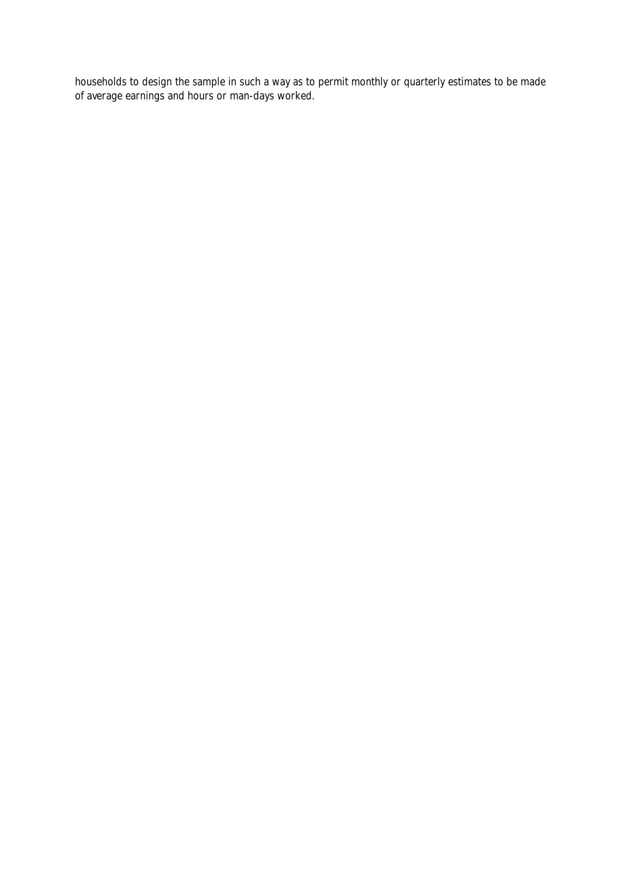households to design the sample in such a way as to permit monthly or quarterly estimates to be made of average earnings and hours or man-days worked.